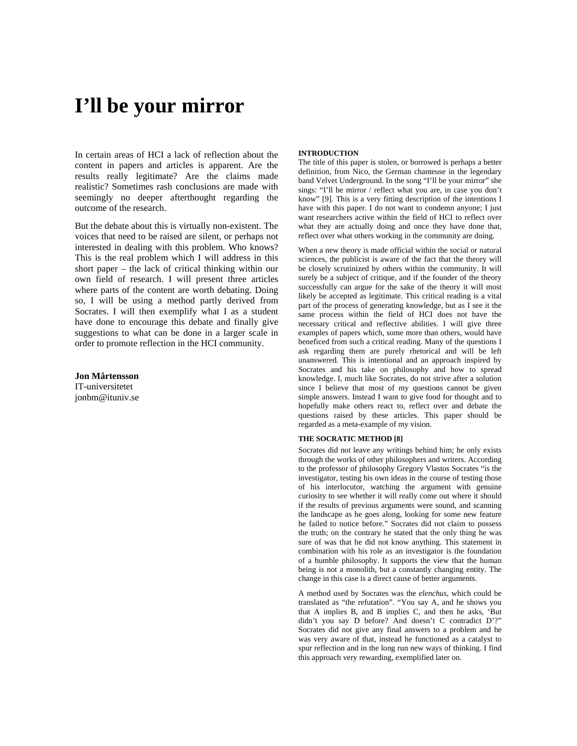# I'll be your mirror

In certain areas of HCI a lack of reflection about the content in papers and articles is apparent. Are the results really legitimate? Are the claims made realistic? Sometimes rash conclusions are made with seemingly no deeper afterthought regarding the outcome of the research.

But the debate about this is virtually non-existent. The voices that need to be raised are silent, or perhaps not interested in dealing with this problem. Who knows? This is the real problem which I will address in this short paper – the lack of critical thinking within our own field of research. I will present three articles where parts of the content are worth debating. Doing so, I will be using a method partly derived from Socrates. I will then exemplify what I as a student have done to encourage this debate and finally give suggestions to what can be done in a larger scale in order to promote reflection in the HCI community.

**Jon Mårtensson**
IT-universitetet
jonbm@ituniv.se

## INTRODUCTION

The title of this paper is stolen, or borrowed is perhaps a better definition, from Nico, the German chanteuse in the legendary band Velvet Underground. In the song "I'll be your mirror" she sings: "I'll be mirror / reflect what you are, in case you don't know" [9]. This is a very fitting description of the intentions I have with this paper. I do not want to condemn anyone; I just want researchers active within the field of HCI to reflect over what they are actually doing and once they have done that, reflect over what others working in the community are doing.

When a new theory is made official within the social or natural sciences, the publicist is aware of the fact that the theory will be closely scrutinized by others within the community. It will surely be a subject of critique, and if the founder of the theory successfully can argue for the sake of the theory it will most likely be accepted as legitimate. This critical reading is a vital part of the process of generating knowledge, but as I see it the same process within the field of HCI does not have the necessary critical and reflective abilities. I will give three examples of papers which, some more than others, would have beneficed from such a critical reading. Many of the questions I ask regarding them are purely rhetorical and will be left unanswered. This is intentional and an approach inspired by Socrates and his take on philosophy and how to spread knowledge. I, much like Socrates, do not strive after a solution since I believe that most of my questions cannot be given simple answers. Instead I want to give food for thought and to hopefully make others react to, reflect over and debate the questions raised by these articles. This paper should be regarded as a meta-example of my vision.

## THE SOCRATIC METHOD [8]

Socrates did not leave any writings behind him; he only exists through the works of other philosophers and writers. According to the professor of philosophy Gregory Vlastos Socrates "is the investigator, testing his own ideas in the course of testing those of his interlocutor, watching the argument with genuine curiosity to see whether it will really come out where it should if the results of previous arguments were sound, and scanning the landscape as he goes along, looking for some new feature he failed to notice before." Socrates did not claim to possess the truth; on the contrary he stated that the only thing he was sure of was that he did not know anything. This statement in combination with his role as an investigator is the foundation of a humble philosophy. It supports the view that the human being is not a monolith, but a constantly changing entity. The change in this case is a direct cause of better arguments.

A method used by Socrates was the *elenchus*, which could be translated as "the refutation". "You say A, and he shows you that A implies B, and B implies C, and then he asks, 'But didn't you say D before? And doesn't C contradict D'?" Socrates did not give any final answers to a problem and he was very aware of that, instead he functioned as a catalyst to spur reflection and in the long run new ways of thinking. I find this approach very rewarding, exemplified later on.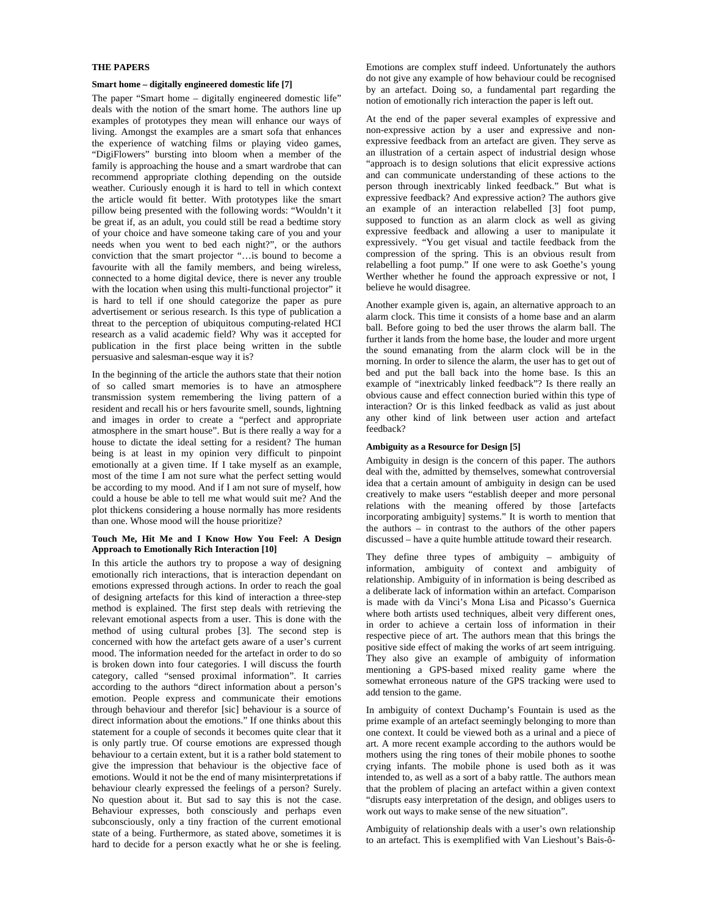## THE PAPERS

### Smart home – digitally engineered domestic life [7]

The paper "Smart home – digitally engineered domestic life" deals with the notion of the smart home. The authors line up examples of prototypes they mean will enhance our ways of living. Amongst the examples are a smart sofa that enhances the experience of watching films or playing video games, "DigiFlowers" bursting into bloom when a member of the family is approaching the house and a smart wardrobe that can recommend appropriate clothing depending on the outside weather. Curiously enough it is hard to tell in which context the article would fit better. With prototypes like the smart pillow being presented with the following words: "Wouldn't it be great if, as an adult, you could still be read a bedtime story of your choice and have someone taking care of you and your needs when you went to bed each night?", or the authors conviction that the smart projector "…is bound to become a favourite with all the family members, and being wireless, connected to a home digital device, there is never any trouble with the location when using this multi-functional projector" it is hard to tell if one should categorize the paper as pure advertisement or serious research. Is this type of publication a threat to the perception of ubiquitous computing-related HCI research as a valid academic field? Why was it accepted for publication in the first place being written in the subtle persuasive and salesman-esque way it is?

In the beginning of the article the authors state that their notion of so called smart memories is to have an atmosphere transmission system remembering the living pattern of a resident and recall his or hers favourite smell, sounds, lightning and images in order to create a "perfect and appropriate atmosphere in the smart house". But is there really a way for a house to dictate the ideal setting for a resident? The human being is at least in my opinion very difficult to pinpoint emotionally at a given time. If I take myself as an example, most of the time I am not sure what the perfect setting would be according to my mood. And if I am not sure of myself, how could a house be able to tell me what would suit me? And the plot thickens considering a house normally has more residents than one. Whose mood will the house prioritize?

### Touch Me, Hit Me and I Know How You Feel: A Design Approach to Emotionally Rich Interaction [10]

In this article the authors try to propose a way of designing emotionally rich interactions, that is interaction dependant on emotions expressed through actions. In order to reach the goal of designing artefacts for this kind of interaction a three-step method is explained. The first step deals with retrieving the relevant emotional aspects from a user. This is done with the method of using cultural probes [3]. The second step is concerned with how the artefact gets aware of a user's current mood. The information needed for the artefact in order to do so is broken down into four categories. I will discuss the fourth category, called "sensed proximal information". It carries according to the authors "direct information about a person's emotion. People express and communicate their emotions through behaviour and therefor [sic] behaviour is a source of direct information about the emotions." If one thinks about this statement for a couple of seconds it becomes quite clear that it is only partly true. Of course emotions are expressed though behaviour to a certain extent, but it is a rather bold statement to give the impression that behaviour is the objective face of emotions. Would it not be the end of many misinterpretations if behaviour clearly expressed the feelings of a person? Surely. No question about it. But sad to say this is not the case. Behaviour expresses, both consciously and perhaps even subconsciously, only a tiny fraction of the current emotional state of a being. Furthermore, as stated above, sometimes it is hard to decide for a person exactly what he or she is feeling. Emotions are complex stuff indeed. Unfortunately the authors do not give any example of how behaviour could be recognised by an artefact. Doing so, a fundamental part regarding the notion of emotionally rich interaction the paper is left out.

At the end of the paper several examples of expressive and non-expressive action by a user and expressive and non-expressive feedback from an artefact are given. They serve as an illustration of a certain aspect of industrial design whose "approach is to design solutions that elicit expressive actions and can communicate understanding of these actions to the person through inextricably linked feedback." But what is expressive feedback? And expressive action? The authors give an example of an interaction relabelled [3] foot pump, supposed to function as an alarm clock as well as giving expressive feedback and allowing a user to manipulate it expressively. "You get visual and tactile feedback from the compression of the spring. This is an obvious result from relabelling a foot pump." If one were to ask Goethe's young Werther whether he found the approach expressive or not, I believe he would disagree.

Another example given is, again, an alternative approach to an alarm clock. This time it consists of a home base and an alarm ball. Before going to bed the user throws the alarm ball. The further it lands from the home base, the louder and more urgent the sound emanating from the alarm clock will be in the morning. In order to silence the alarm, the user has to get out of bed and put the ball back into the home base. Is this an example of "inextricably linked feedback"? Is there really an obvious cause and effect connection buried within this type of interaction? Or is this linked feedback as valid as just about any other kind of link between user action and artefact feedback?

### Ambiguity as a Resource for Design [5]

Ambiguity in design is the concern of this paper. The authors deal with the, admitted by themselves, somewhat controversial idea that a certain amount of ambiguity in design can be used creatively to make users "establish deeper and more personal relations with the meaning offered by those [artefacts incorporating ambiguity] systems." It is worth to mention that the authors – in contrast to the authors of the other papers discussed – have a quite humble attitude toward their research.

They define three types of ambiguity – ambiguity of information, ambiguity of context and ambiguity of relationship. Ambiguity of in information is being described as a deliberate lack of information within an artefact. Comparison is made with da Vinci's Mona Lisa and Picasso's Guernica where both artists used techniques, albeit very different ones, in order to achieve a certain loss of information in their respective piece of art. The authors mean that this brings the positive side effect of making the works of art seem intriguing. They also give an example of ambiguity of information mentioning a GPS-based mixed reality game where the somewhat erroneous nature of the GPS tracking were used to add tension to the game.

In ambiguity of context Duchamp's Fountain is used as the prime example of an artefact seemingly belonging to more than one context. It could be viewed both as a urinal and a piece of art. A more recent example according to the authors would be mothers using the ring tones of their mobile phones to soothe crying infants. The mobile phone is used both as it was intended to, as well as a sort of a baby rattle. The authors mean that the problem of placing an artefact within a given context "disrupts easy interpretation of the design, and obliges users to work out ways to make sense of the new situation".

Ambiguity of relationship deals with a user's own relationship to an artefact. This is exemplified with Van Lieshout's Bais-ô-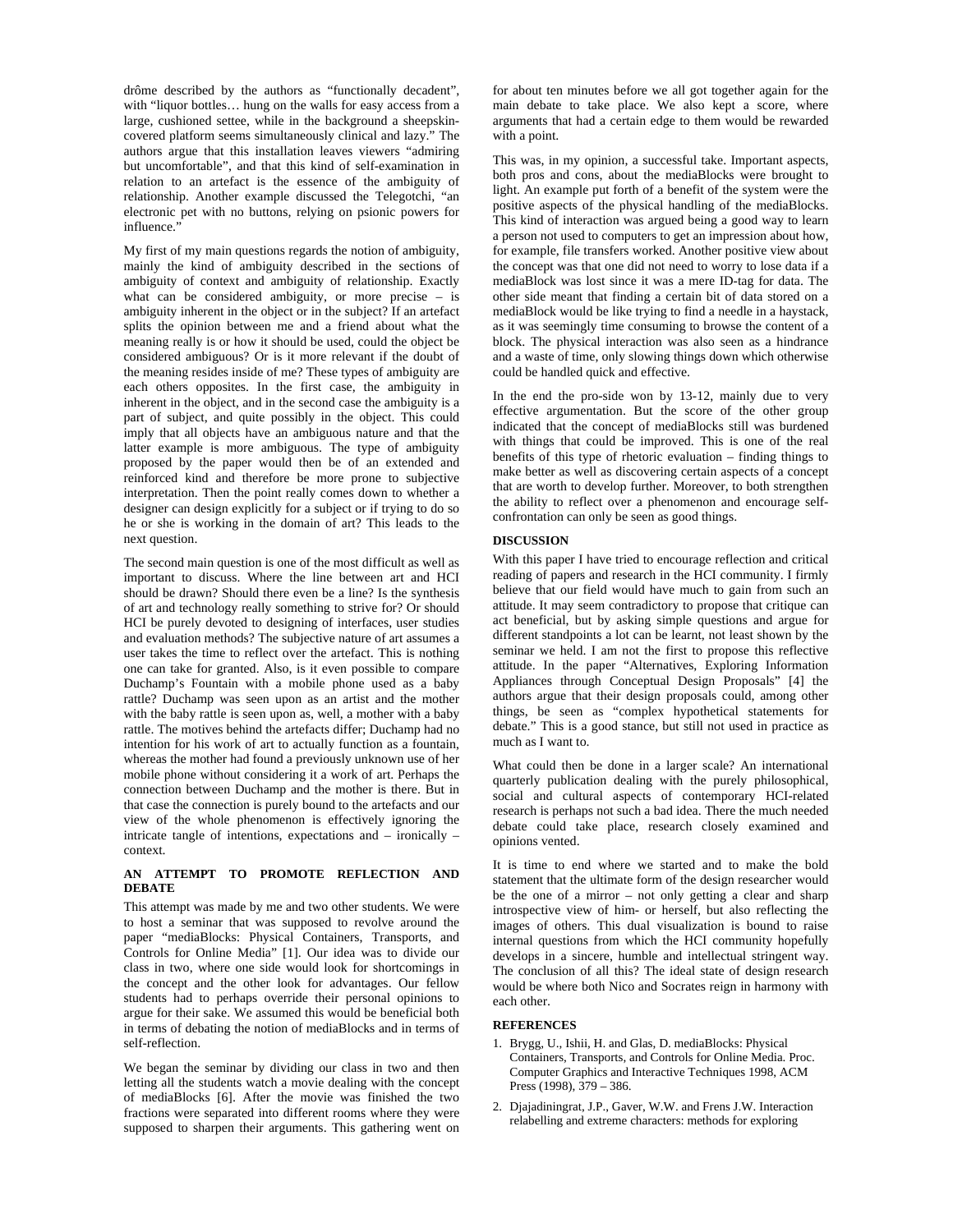drôme described by the authors as "functionally decadent", with "liquor bottles… hung on the walls for easy access from a large, cushioned settee, while in the background a sheepskin-covered platform seems simultaneously clinical and lazy." The authors argue that this installation leaves viewers "admiring but uncomfortable", and that this kind of self-examination in relation to an artefact is the essence of the ambiguity of relationship. Another example discussed the Telegotchi, "an electronic pet with no buttons, relying on psionic powers for influence."

My first of my main questions regards the notion of ambiguity, mainly the kind of ambiguity described in the sections of ambiguity of context and ambiguity of relationship. Exactly what can be considered ambiguity, or more precise – is ambiguity inherent in the object or in the subject? If an artefact splits the opinion between me and a friend about what the meaning really is or how it should be used, could the object be considered ambiguous? Or is it more relevant if the doubt of the meaning resides inside of me? These types of ambiguity are each others opposites. In the first case, the ambiguity in inherent in the object, and in the second case the ambiguity is a part of subject, and quite possibly in the object. This could imply that all objects have an ambiguous nature and that the latter example is more ambiguous. The type of ambiguity proposed by the paper would then be of an extended and reinforced kind and therefore be more prone to subjective interpretation. Then the point really comes down to whether a designer can design explicitly for a subject or if trying to do so he or she is working in the domain of art? This leads to the next question.

The second main question is one of the most difficult as well as important to discuss. Where the line between art and HCI should be drawn? Should there even be a line? Is the synthesis of art and technology really something to strive for? Or should HCI be purely devoted to designing of interfaces, user studies and evaluation methods? The subjective nature of art assumes a user takes the time to reflect over the artefact. This is nothing one can take for granted. Also, is it even possible to compare Duchamp's Fountain with a mobile phone used as a baby rattle? Duchamp was seen upon as an artist and the mother with the baby rattle is seen upon as, well, a mother with a baby rattle. The motives behind the artefacts differ; Duchamp had no intention for his work of art to actually function as a fountain, whereas the mother had found a previously unknown use of her mobile phone without considering it a work of art. Perhaps the connection between Duchamp and the mother is there. But in that case the connection is purely bound to the artefacts and our view of the whole phenomenon is effectively ignoring the intricate tangle of intentions, expectations and – ironically – context.

## AN ATTEMPT TO PROMOTE REFLECTION AND DEBATE

This attempt was made by me and two other students. We were to host a seminar that was supposed to revolve around the paper "mediaBlocks: Physical Containers, Transports, and Controls for Online Media" [1]. Our idea was to divide our class in two, where one side would look for shortcomings in the concept and the other look for advantages. Our fellow students had to perhaps override their personal opinions to argue for their sake. We assumed this would be beneficial both in terms of debating the notion of mediaBlocks and in terms of self-reflection.

We began the seminar by dividing our class in two and then letting all the students watch a movie dealing with the concept of mediaBlocks [6]. After the movie was finished the two fractions were separated into different rooms where they were supposed to sharpen their arguments. This gathering went on for about ten minutes before we all got together again for the main debate to take place. We also kept a score, where arguments that had a certain edge to them would be rewarded with a point.

This was, in my opinion, a successful take. Important aspects, both pros and cons, about the mediaBlocks were brought to light. An example put forth of a benefit of the system were the positive aspects of the physical handling of the mediaBlocks. This kind of interaction was argued being a good way to learn a person not used to computers to get an impression about how, for example, file transfers worked. Another positive view about the concept was that one did not need to worry to lose data if a mediaBlock was lost since it was a mere ID-tag for data. The other side meant that finding a certain bit of data stored on a mediaBlock would be like trying to find a needle in a haystack, as it was seemingly time consuming to browse the content of a block. The physical interaction was also seen as a hindrance and a waste of time, only slowing things down which otherwise could be handled quick and effective.

In the end the pro-side won by 13-12, mainly due to very effective argumentation. But the score of the other group indicated that the concept of mediaBlocks still was burdened with things that could be improved. This is one of the real benefits of this type of rhetoric evaluation – finding things to make better as well as discovering certain aspects of a concept that are worth to develop further. Moreover, to both strengthen the ability to reflect over a phenomenon and encourage self-confrontation can only be seen as good things.

## DISCUSSION

With this paper I have tried to encourage reflection and critical reading of papers and research in the HCI community. I firmly believe that our field would have much to gain from such an attitude. It may seem contradictory to propose that critique can act beneficial, but by asking simple questions and argue for different standpoints a lot can be learnt, not least shown by the seminar we held. I am not the first to propose this reflective attitude. In the paper "Alternatives, Exploring Information Appliances through Conceptual Design Proposals" [4] the authors argue that their design proposals could, among other things, be seen as "complex hypothetical statements for debate." This is a good stance, but still not used in practice as much as I want to.

What could then be done in a larger scale? An international quarterly publication dealing with the purely philosophical, social and cultural aspects of contemporary HCI-related research is perhaps not such a bad idea. There the much needed debate could take place, research closely examined and opinions vented.

It is time to end where we started and to make the bold statement that the ultimate form of the design researcher would be the one of a mirror – not only getting a clear and sharp introspective view of him- or herself, but also reflecting the images of others. This dual visualization is bound to raise internal questions from which the HCI community hopefully develops in a sincere, humble and intellectual stringent way. The conclusion of all this? The ideal state of design research would be where both Nico and Socrates reign in harmony with each other.

## REFERENCES

1. Brygg, U., Ishii, H. and Glas, D. mediaBlocks: Physical Containers, Transports, and Controls for Online Media. Proc. Computer Graphics and Interactive Techniques 1998, ACM Press (1998), 379 – 386.
2. Djajadiningrat, J.P., Gaver, W.W. and Frens J.W. Interaction relabelling and extreme characters: methods for exploring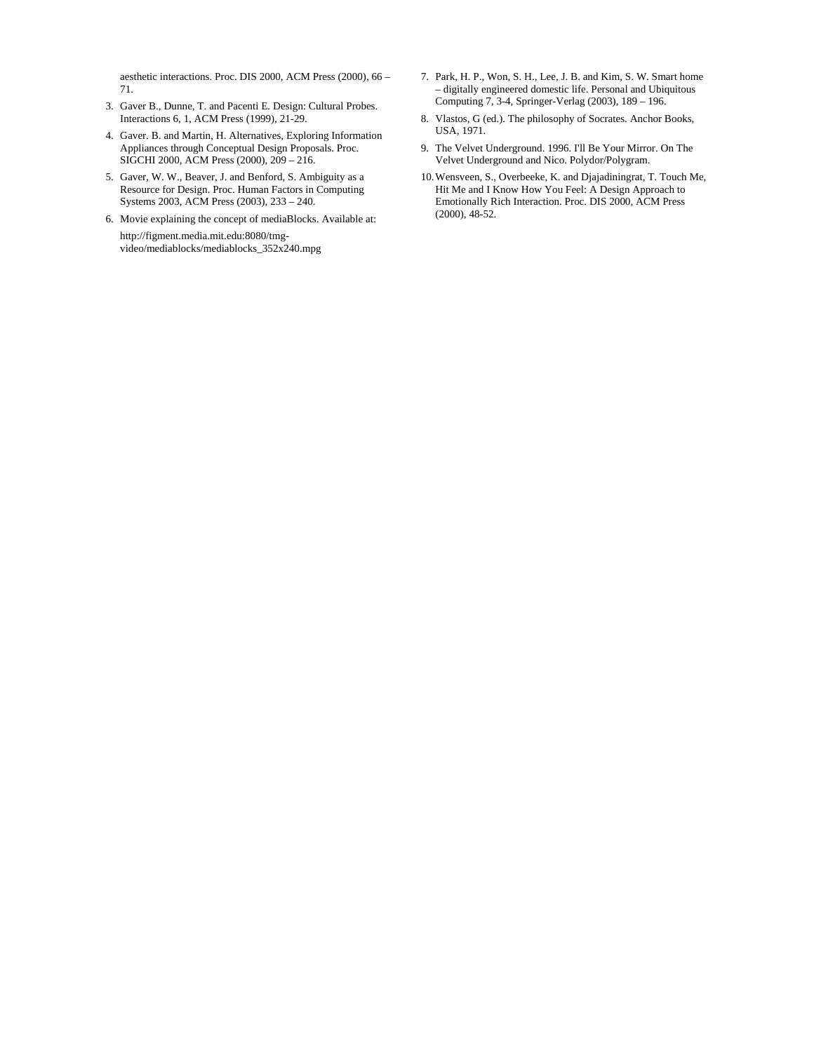aesthetic interactions. Proc. DIS 2000, ACM Press (2000), 66 – 71.

3. Gaver B., Dunne, T. and Pacenti E. Design: Cultural Probes. Interactions 6, 1, ACM Press (1999), 21-29.
4. Gaver. B. and Martin, H. Alternatives, Exploring Information Appliances through Conceptual Design Proposals. Proc. SIGCHI 2000, ACM Press (2000), 209 – 216.
5. Gaver, W. W., Beaver, J. and Benford, S. Ambiguity as a Resource for Design. Proc. Human Factors in Computing Systems 2003, ACM Press (2003), 233 – 240.
6. Movie explaining the concept of mediaBlocks. Available at:

   http://figment.media.mit.edu:8080/tmg-video/mediablocks/mediablocks_352x240.mpg
7. Park, H. P., Won, S. H., Lee, J. B. and Kim, S. W. Smart home – digitally engineered domestic life. Personal and Ubiquitous Computing 7, 3-4, Springer-Verlag (2003), 189 – 196.
8. Vlastos, G (ed.). The philosophy of Socrates. Anchor Books, USA, 1971.
9. The Velvet Underground. 1996. I'll Be Your Mirror. On The Velvet Underground and Nico. Polydor/Polygram.
10. Wensveen, S., Overbeeke, K. and Djajadiningrat, T. Touch Me, Hit Me and I Know How You Feel: A Design Approach to Emotionally Rich Interaction. Proc. DIS 2000, ACM Press (2000), 48-52.